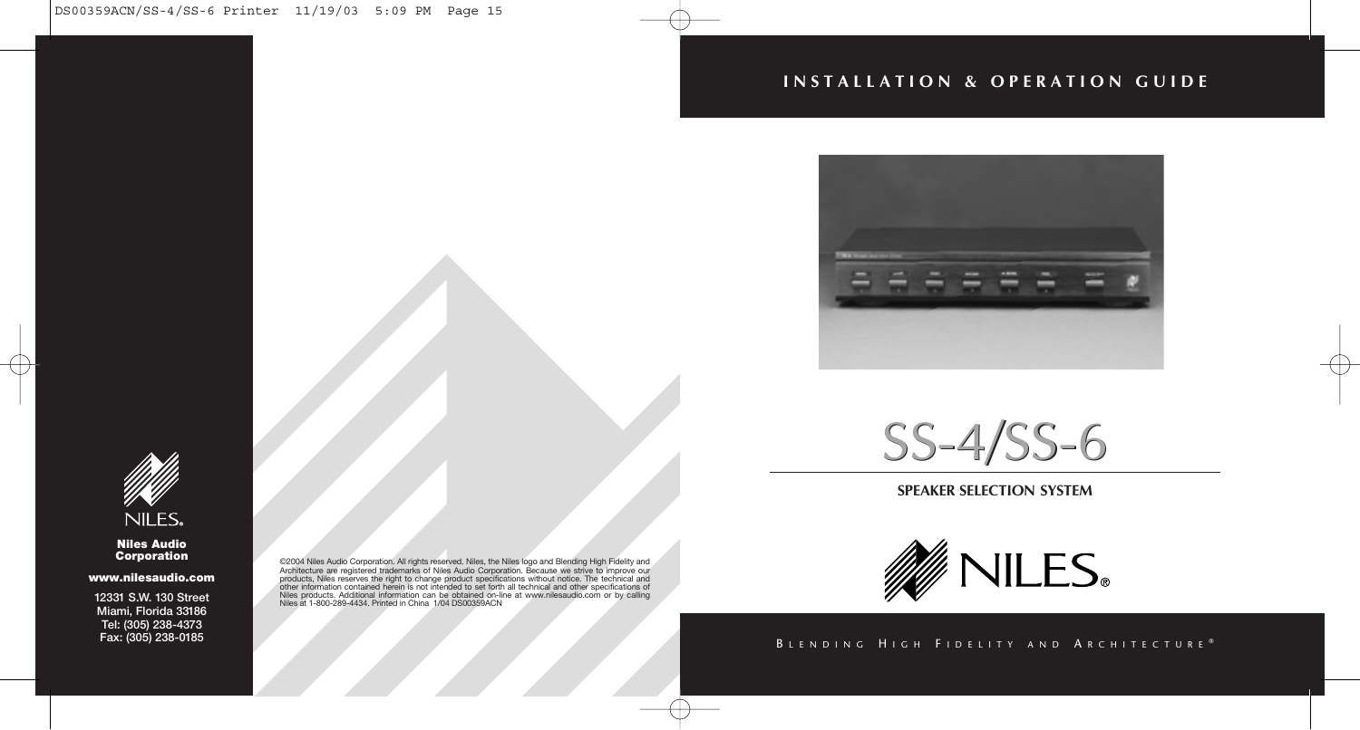# INSTALLATION & OPERATION GUIDE

# SS-4/SS-6

## SPEAKER SELECTION SYSTEM

NILES®

BLENDING HIGH FIDELITY AND ARCHITECTURE®

NILES®

**Niles Audio Corporation**

**www.nilesaudio.com**

12331 S.W. 130 Street
Miami, Florida 33186
Tel: (305) 238-4373
Fax: (305) 238-0185

©2004 Niles Audio Corporation. All rights reserved. Niles, the Niles logo and Blending High Fidelity and Architecture are registered trademarks of Niles Audio Corporation. Because we strive to improve our products, Niles reserves the right to change product specifications without notice. The technical and other information contained herein is not intended to set forth all technical and other specifications of Niles products. Additional information can be obtained on-line at www.nilesaudio.com or by calling Niles at 1-800-289-4434. Printed in China 1/04 DS00359ACN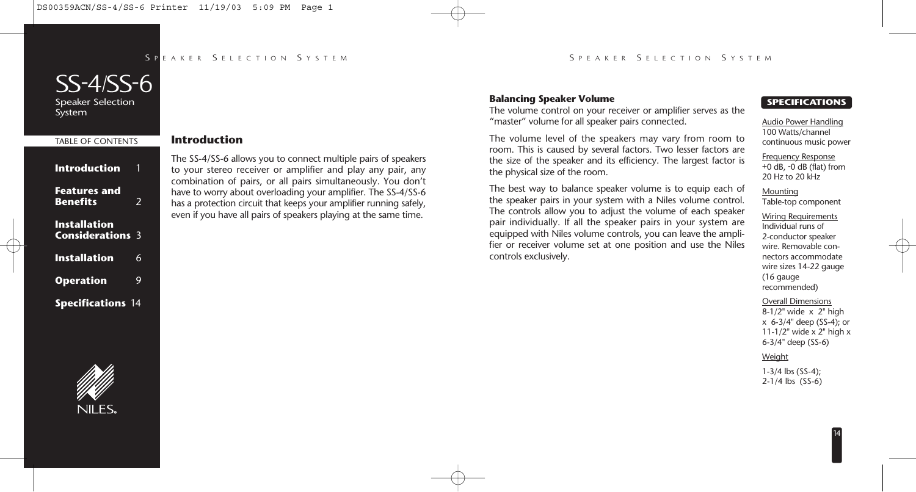# SS-4/SS-6

Speaker Selection System

TABLE OF CONTENTS

**Introduction** 1

**Features and Benefits** 2

**Installation Considerations** 3

**Installation** 6

**Operation** 9

**Specifications** 14

NILES.

## Introduction

The SS-4/SS-6 allows you to connect multiple pairs of speakers to your stereo receiver or amplifier and play any pair, any combination of pairs, or all pairs simultaneously. You don't have to worry about overloading your amplifier. The SS-4/SS-6 has a protection circuit that keeps your amplifier running safely, even if you have all pairs of speakers playing at the same time.

### Balancing Speaker Volume

The volume control on your receiver or amplifier serves as the "master" volume for all speaker pairs connected.

The volume level of the speakers may vary from room to room. This is caused by several factors. Two lesser factors are the size of the speaker and its efficiency. The largest factor is the physical size of the room.

The best way to balance speaker volume is to equip each of the speaker pairs in your system with a Niles volume control. The controls allow you to adjust the volume of each speaker pair individually. If all the speaker pairs in your system are equipped with Niles volume controls, you can leave the amplifier or receiver volume set at one position and use the Niles controls exclusively.

## SPECIFICATIONS

Audio Power Handling
100 Watts/channel continuous music power

Frequency Response
+0 dB, -0 dB (flat) from 20 Hz to 20 kHz

Mounting
Table-top component

Wiring Requirements
Individual runs of 2-conductor speaker wire. Removable connectors accommodate wire sizes 14-22 gauge (16 gauge recommended)

Overall Dimensions
8-1/2" wide x 2" high x 6-3/4" deep (SS-4); or 11-1/2" wide x 2" high x 6-3/4" deep (SS-6)

Weight
1-3/4 lbs (SS-4); 2-1/4 lbs (SS-6)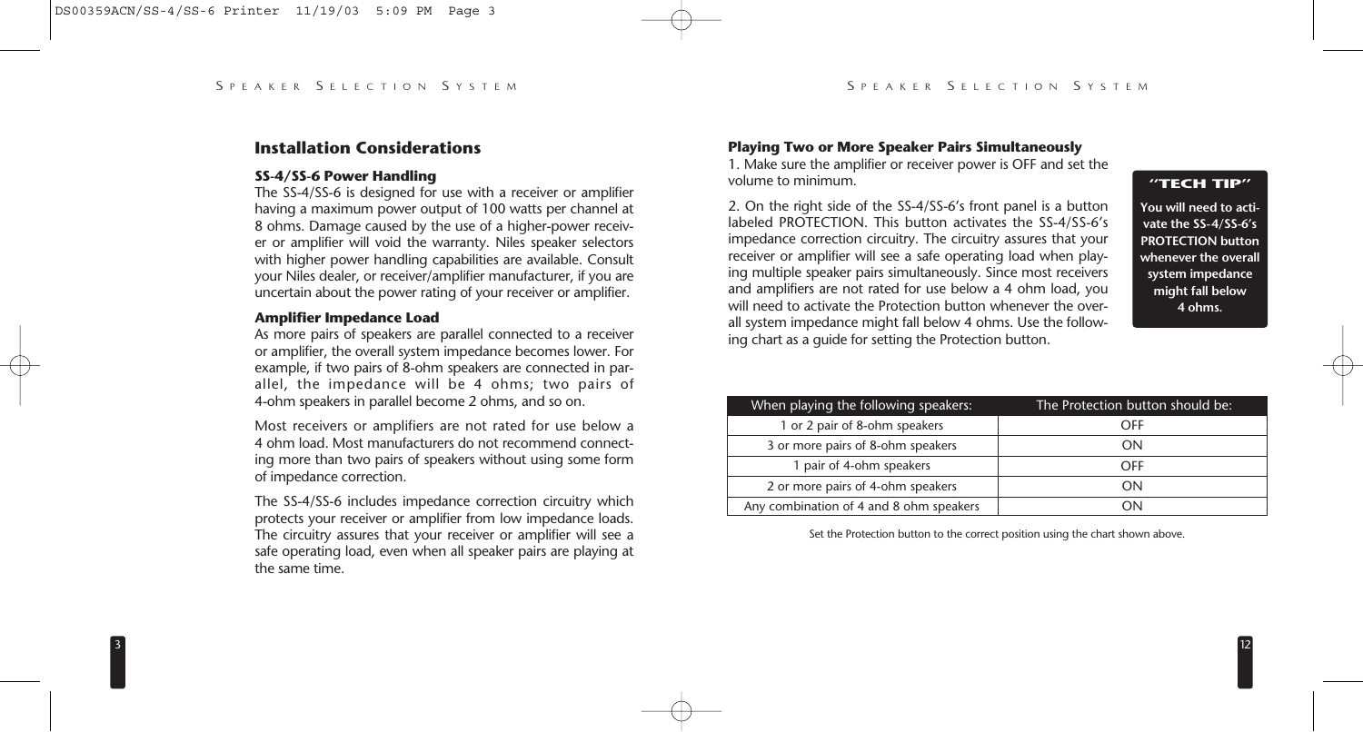## Installation Considerations

### SS-4/SS-6 Power Handling

The SS-4/SS-6 is designed for use with a receiver or amplifier having a maximum power output of 100 watts per channel at 8 ohms. Damage caused by the use of a higher-power receiver or amplifier will void the warranty. Niles speaker selectors with higher power handling capabilities are available. Consult your Niles dealer, or receiver/amplifier manufacturer, if you are uncertain about the power rating of your receiver or amplifier.

### Amplifier Impedance Load

As more pairs of speakers are parallel connected to a receiver or amplifier, the overall system impedance becomes lower. For example, if two pairs of 8-ohm speakers are connected in parallel, the impedance will be 4 ohms; two pairs of 4-ohm speakers in parallel become 2 ohms, and so on.

Most receivers or amplifiers are not rated for use below a 4 ohm load. Most manufacturers do not recommend connecting more than two pairs of speakers without using some form of impedance correction.

The SS-4/SS-6 includes impedance correction circuitry which protects your receiver or amplifier from low impedance loads. The circuitry assures that your receiver or amplifier will see a safe operating load, even when all speaker pairs are playing at the same time.

### Playing Two or More Speaker Pairs Simultaneously

1. Make sure the amplifier or receiver power is OFF and set the volume to minimum.

2. On the right side of the SS-4/SS-6's front panel is a button labeled PROTECTION. This button activates the SS-4/SS-6's impedance correction circuitry. The circuitry assures that your receiver or amplifier will see a safe operating load when playing multiple speaker pairs simultaneously. Since most receivers and amplifiers are not rated for use below a 4 ohm load, you will need to activate the Protection button whenever the overall system impedance might fall below 4 ohms. Use the following chart as a guide for setting the Protection button.

> **"TECH TIP"**
>
> **You will need to activate the SS-4/SS-6's PROTECTION button whenever the overall system impedance might fall below 4 ohms.**

| When playing the following speakers: | The Protection button should be: |
|---|---|
| 1 or 2 pair of 8-ohm speakers | OFF |
| 3 or more pairs of 8-ohm speakers | ON |
| 1 pair of 4-ohm speakers | OFF |
| 2 or more pairs of 4-ohm speakers | ON |
| Any combination of 4 and 8 ohm speakers | ON |

Set the Protection button to the correct position using the chart shown above.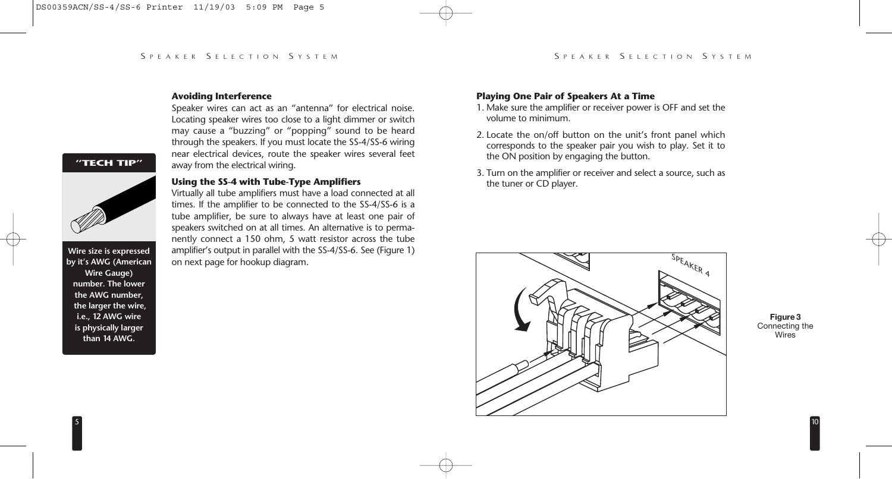## Avoiding Interference

Speaker wires can act as an "antenna" for electrical noise. Locating speaker wires too close to a light dimmer or switch may cause a "buzzing" or "popping" sound to be heard through the speakers. If you must locate the SS-4/SS-6 wiring near electrical devices, route the speaker wires several feet away from the electrical wiring.

**"TECH TIP"**

**Wire size is expressed by it's AWG (American Wire Gauge) number. The lower the AWG number, the larger the wire, i.e., 12 AWG wire is physically larger than 14 AWG.**

## Using the SS-4 with Tube-Type Amplifiers

Virtually all tube amplifiers must have a load connected at all times. If the amplifier to be connected to the SS-4/SS-6 is a tube amplifier, be sure to always have at least one pair of speakers switched on at all times. An alternative is to permanently connect a 150 ohm, 5 watt resistor across the tube amplifier's output in parallel with the SS-4/SS-6. See (Figure 1) on next page for hookup diagram.

## Playing One Pair of Speakers At a Time

1. Make sure the amplifier or receiver power is OFF and set the volume to minimum.
2. Locate the on/off button on the unit's front panel which corresponds to the speaker pair you wish to play. Set it to the ON position by engaging the button.
3. Turn on the amplifier or receiver and select a source, such as the tuner or CD player.

**Figure 3** Connecting the Wires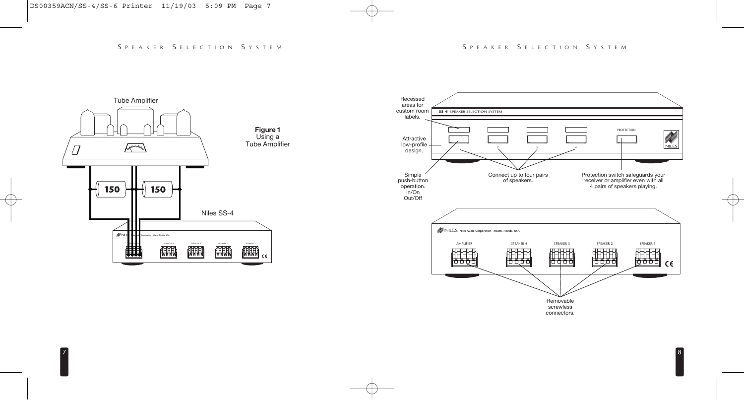**Figure 1**
Using a
Tube Amplifier

Tube Amplifier

150

150

Niles SS-4

Recessed areas for custom room labels.

Attractive low-profile design.

Simple push-button operation. In/On Out/Off

Connect up to four pairs of speakers.

Protection switch safeguards your receiver or amplifier even with all 4 pairs of speakers playing.

Removable screwless connectors.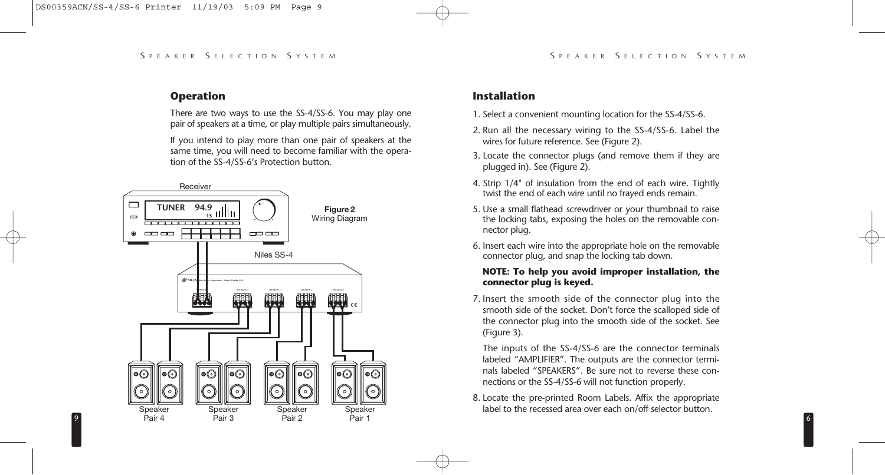## Operation

There are two ways to use the SS-4/SS-6. You may play one pair of speakers at a time, or play multiple pairs simultaneously.

If you intend to play more than one pair of speakers at the same time, you will need to become familiar with the operation of the SS-4/SS-6's Protection button.

**Figure 2**
Wiring Diagram

## Installation

1. Select a convenient mounting location for the SS-4/SS-6.
2. Run all the necessary wiring to the SS-4/SS-6. Label the wires for future reference. See (Figure 2).
3. Locate the connector plugs (and remove them if they are plugged in). See (Figure 2).
4. Strip 1/4" of insulation from the end of each wire. Tightly twist the end of each wire until no frayed ends remain.
5. Use a small flathead screwdriver or your thumbnail to raise the locking tabs, exposing the holes on the removable connector plug.
6. Insert each wire into the appropriate hole on the removable connector plug, and snap the locking tab down.

   **NOTE: To help you avoid improper installation, the connector plug is keyed.**

7. Insert the smooth side of the connector plug into the smooth side of the socket. Don't force the scalloped side of the connector plug into the smooth side of the socket. See (Figure 3).

   The inputs of the SS-4/SS-6 are the connector terminals labeled "AMPLIFIER". The outputs are the connector terminals labeled "SPEAKERS". Be sure not to reverse these connections or the SS-4/SS-6 will not function properly.

8. Locate the pre-printed Room Labels. Affix the appropriate label to the recessed area over each on/off selector button.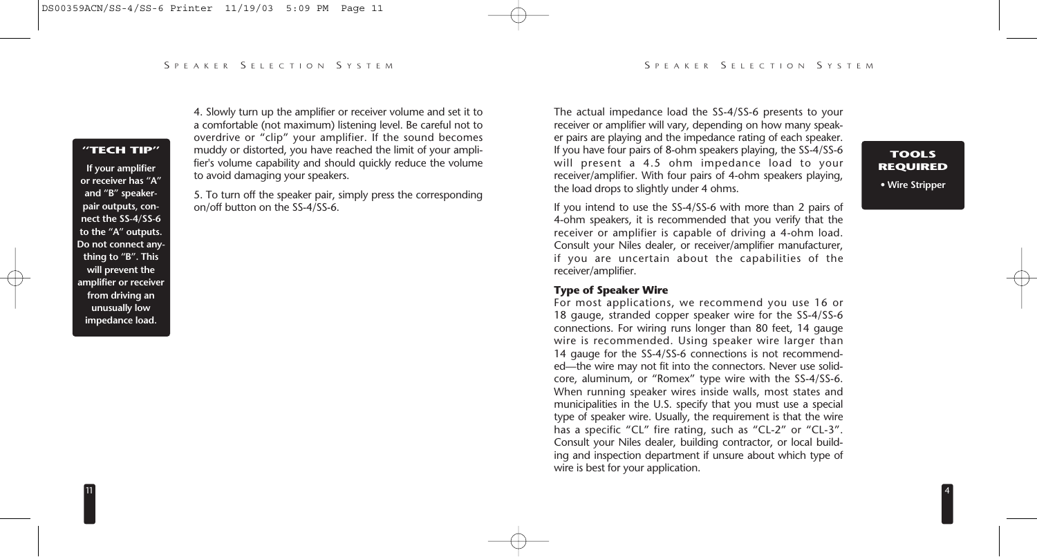4. Slowly turn up the amplifier or receiver volume and set it to a comfortable (not maximum) listening level. Be careful not to overdrive or "clip" your amplifier. If the sound becomes muddy or distorted, you have reached the limit of your amplifier's volume capability and should quickly reduce the volume to avoid damaging your speakers.

5. To turn off the speaker pair, simply press the corresponding on/off button on the SS-4/SS-6.

**"TECH TIP"**

**If your amplifier or receiver has "A" and "B" speaker-pair outputs, connect the SS-4/SS-6 to the "A" outputs. Do not connect anything to "B". This will prevent the amplifier or receiver from driving an unusually low impedance load.**

The actual impedance load the SS-4/SS-6 presents to your receiver or amplifier will vary, depending on how many speaker pairs are playing and the impedance rating of each speaker. If you have four pairs of 8-ohm speakers playing, the SS-4/SS-6 will present a 4.5 ohm impedance load to your receiver/amplifier. With four pairs of 4-ohm speakers playing, the load drops to slightly under 4 ohms.

If you intend to use the SS-4/SS-6 with more than 2 pairs of 4-ohm speakers, it is recommended that you verify that the receiver or amplifier is capable of driving a 4-ohm load. Consult your Niles dealer, or receiver/amplifier manufacturer, if you are uncertain about the capabilities of the receiver/amplifier.

**TOOLS REQUIRED**

- **Wire Stripper**

### Type of Speaker Wire

For most applications, we recommend you use 16 or 18 gauge, stranded copper speaker wire for the SS-4/SS-6 connections. For wiring runs longer than 80 feet, 14 gauge wire is recommended. Using speaker wire larger than 14 gauge for the SS-4/SS-6 connections is not recommended—the wire may not fit into the connectors. Never use solid-core, aluminum, or "Romex" type wire with the SS-4/SS-6. When running speaker wires inside walls, most states and municipalities in the U.S. specify that you must use a special type of speaker wire. Usually, the requirement is that the wire has a specific "CL" fire rating, such as "CL-2" or "CL-3". Consult your Niles dealer, building contractor, or local building and inspection department if unsure about which type of wire is best for your application.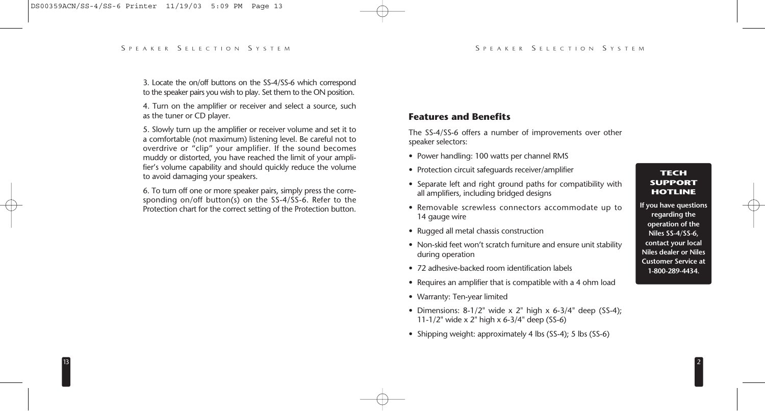3. Locate the on/off buttons on the SS-4/SS-6 which correspond to the speaker pairs you wish to play. Set them to the ON position.

4. Turn on the amplifier or receiver and select a source, such as the tuner or CD player.

5. Slowly turn up the amplifier or receiver volume and set it to a comfortable (not maximum) listening level. Be careful not to overdrive or "clip" your amplifier. If the sound becomes muddy or distorted, you have reached the limit of your amplifier's volume capability and should quickly reduce the volume to avoid damaging your speakers.

6. To turn off one or more speaker pairs, simply press the corresponding on/off button(s) on the SS-4/SS-6. Refer to the Protection chart for the correct setting of the Protection button.

## Features and Benefits

The SS-4/SS-6 offers a number of improvements over other speaker selectors:

- Power handling: 100 watts per channel RMS
- Protection circuit safeguards receiver/amplifier
- Separate left and right ground paths for compatibility with all amplifiers, including bridged designs
- Removable screwless connectors accommodate up to 14 gauge wire
- Rugged all metal chassis construction
- Non-skid feet won't scratch furniture and ensure unit stability during operation
- 72 adhesive-backed room identification labels
- Requires an amplifier that is compatible with a 4 ohm load
- Warranty: Ten-year limited
- Dimensions: 8-1/2" wide x 2" high x 6-3/4" deep (SS-4); 11-1/2" wide x 2" high x 6-3/4" deep (SS-6)
- Shipping weight: approximately 4 lbs (SS-4); 5 lbs (SS-6)

**TECH SUPPORT HOTLINE**

**If you have questions regarding the operation of the Niles SS-4/SS-6, contact your local Niles dealer or Niles Customer Service at 1-800-289-4434.**